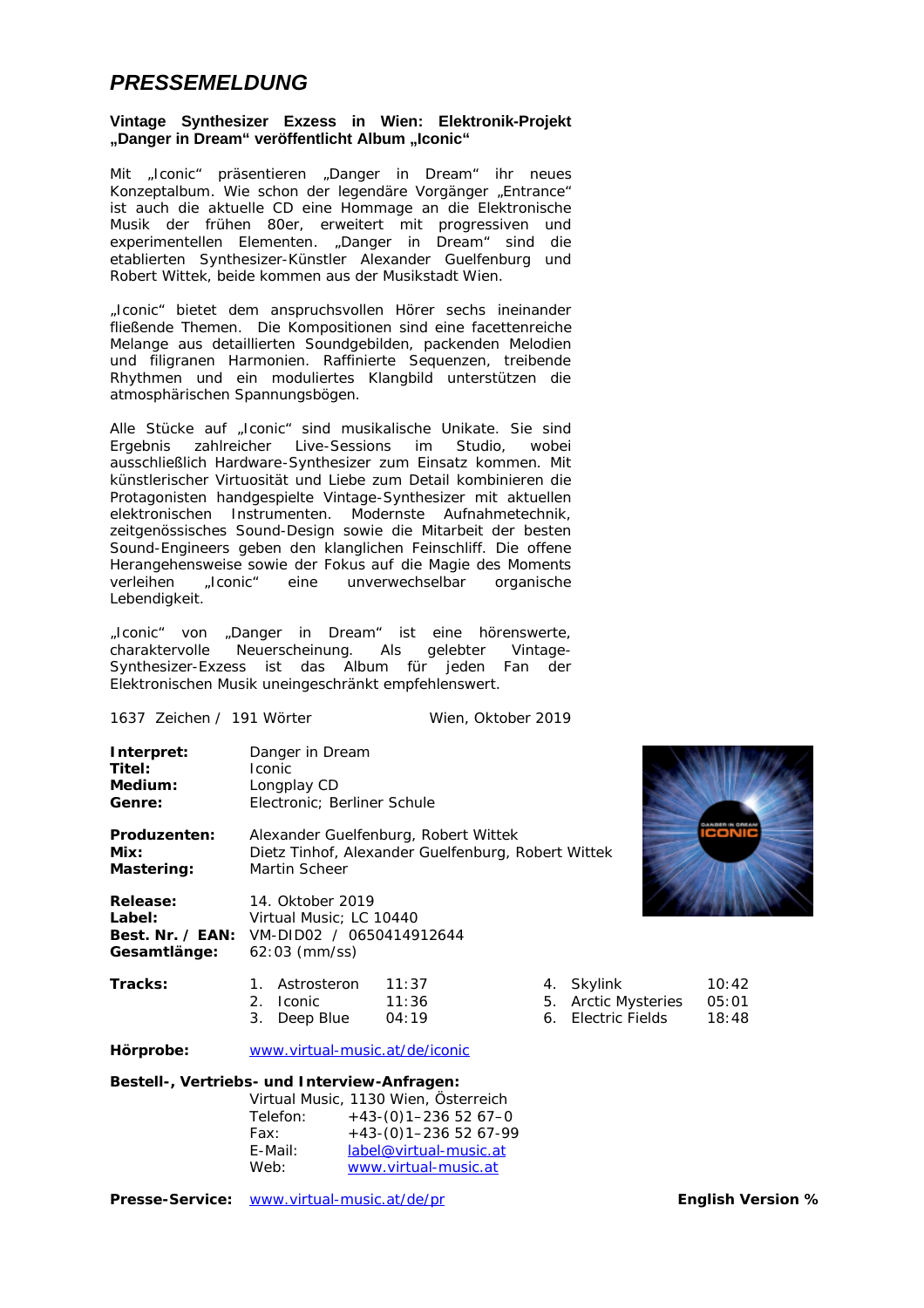# PRESSEMELDUNG

**Vintage Synthesizer Exzess in Wien: Elektronik-Projekt „Danger in Dream" veröffentlicht Album „Iconic"**

Mit „Iconic" präsentieren „Danger in Dream" ihr neues Konzeptalbum. Wie schon der legendäre Vorgänger „Entrance" ist auch die aktuelle CD eine Hommage an die Elektronische Musik der frühen 80er, erweitert mit progressiven und experimentellen Elementen. „Danger in Dream" sind die etablierten Synthesizer-Künstler Alexander Guelfenburg und Robert Wittek, beide kommen aus der Musikstadt Wien.

„Iconic" bietet dem anspruchsvollen Hörer sechs ineinander fließende Themen. Die Kompositionen sind eine facettenreiche Melange aus detaillierten Soundgebilden, packenden Melodien und filigranen Harmonien. Raffinierte Sequenzen, treibende Rhythmen und ein moduliertes Klangbild unterstützen die atmosphärischen Spannungsbögen.

Alle Stücke auf „Iconic" sind musikalische Unikate. Sie sind Ergebnis zahlreicher Live-Sessions im Studio, wobei ausschließlich Hardware-Synthesizer zum Einsatz kommen. Mit künstlerischer Virtuosität und Liebe zum Detail kombinieren die Protagonisten handgespielte Vintage-Synthesizer mit aktuellen elektronischen Instrumenten. Modernste Aufnahmetechnik, zeitgenössisches Sound-Design sowie die Mitarbeit der besten Sound-Engineers geben den klanglichen Feinschliff. Die offene Herangehensweise sowie der Fokus auf die Magie des Moments verleihen „Iconic" eine unverwechselbar organische Lebendigkeit.

„Iconic" von „Danger in Dream" ist eine hörenswerte, charaktervolle Neuerscheinung. Als gelebter Vintage-Synthesizer-Exzess ist das Album für jeden Fan der Elektronischen Musik uneingeschränkt empfehlenswert.

1637 Zeichen / 191 Wörter — Wien, Oktober 2019

**Interpret:** Danger in Dream
**Titel:** Iconic
**Medium:** Longplay CD
**Genre:** Electronic; Berliner Schule

**Produzenten:** Alexander Guelfenburg, Robert Wittek
**Mix:** Dietz Tinhof, Alexander Guelfenburg, Robert Wittek
**Mastering:** Martin Scheer

**Release:** 14. Oktober 2019
**Label:** Virtual Music; LC 10440
**Best. Nr. / EAN:** VM-DID02 / 0650414912644
**Gesamtlänge:** 62:03 (mm/ss)

**Tracks:**

1. Astrosteron 11:37
2. Iconic 11:36
3. Deep Blue 04:19
4. Skylink 10:42
5. Arctic Mysteries 05:01
6. Electric Fields 18:48

**Hörprobe:** www.virtual-music.at/de/iconic

**Bestell-, Vertriebs- und Interview-Anfragen:**
Virtual Music, 1130 Wien, Österreich
Telefon: +43-(0)1–236 52 67–0
Fax: +43-(0)1–236 52 67-99
E-Mail: label@virtual-music.at
Web: www.virtual-music.at

**Presse-Service:** www.virtual-music.at/de/pr

**English Version %**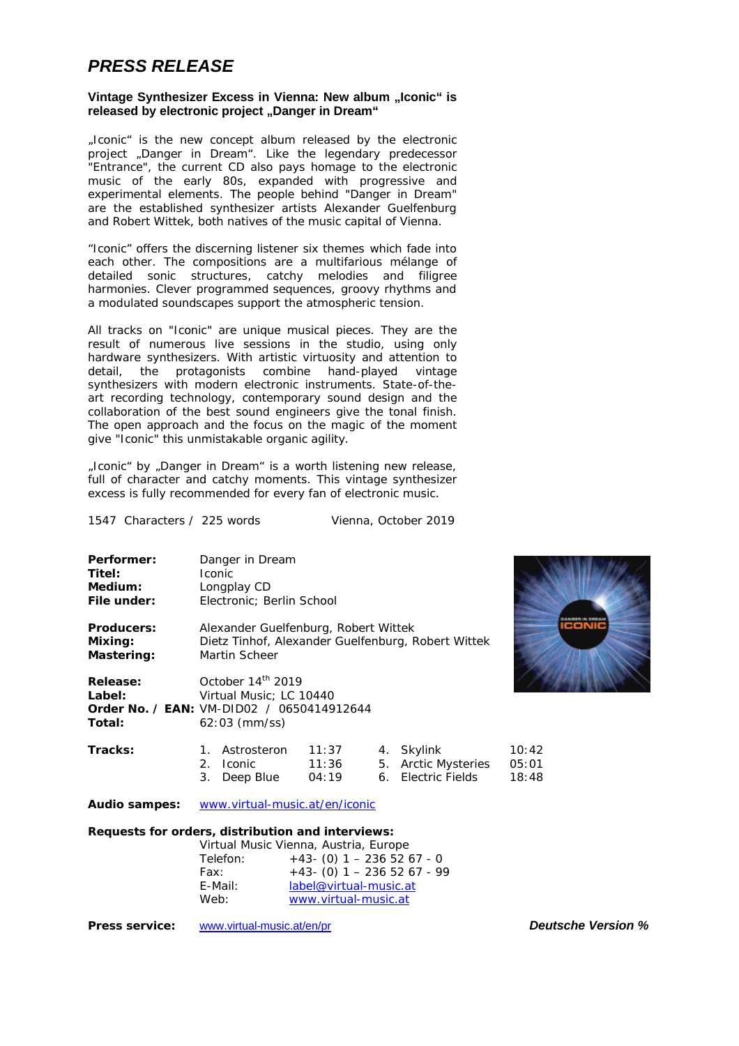# *PRESS RELEASE*

**Vintage Synthesizer Excess in Vienna: New album „Iconic" is released by electronic project „Danger in Dream"**

„Iconic" is the new concept album released by the electronic project „Danger in Dream". Like the legendary predecessor "Entrance", the current CD also pays homage to the electronic music of the early 80s, expanded with progressive and experimental elements. The people behind "Danger in Dream" are the established synthesizer artists Alexander Guelfenburg and Robert Wittek, both natives of the music capital of Vienna.

"Iconic" offers the discerning listener six themes which fade into each other. The compositions are a multifarious mélange of detailed sonic structures, catchy melodies and filigree harmonies. Clever programmed sequences, groovy rhythms and a modulated soundscapes support the atmospheric tension.

All tracks on "Iconic" are unique musical pieces. They are the result of numerous live sessions in the studio, using only hardware synthesizers. With artistic virtuosity and attention to detail, the protagonists combine hand-played vintage synthesizers with modern electronic instruments. State-of-the-art recording technology, contemporary sound design and the collaboration of the best sound engineers give the tonal finish. The open approach and the focus on the magic of the moment give "Iconic" this unmistakable organic agility.

„Iconic" by „Danger in Dream" is a worth listening new release, full of character and catchy moments. This vintage synthesizer excess is fully recommended for every fan of electronic music.

1547 Characters / 225 words Vienna, October 2019

| | |
|---|---|
| **Performer:** | Danger in Dream |
| **Titel:** | Iconic |
| **Medium:** | Longplay CD |
| **File under:** | Electronic; Berlin School |
| **Producers:** | Alexander Guelfenburg, Robert Wittek |
| **Mixing:** | Dietz Tinhof, Alexander Guelfenburg, Robert Wittek |
| **Mastering:** | Martin Scheer |
| **Release:** | October 14th 2019 |
| **Label:** | Virtual Music; LC 10440 |
| **Order No. / EAN:** | VM-DID02 / 0650414912644 |
| **Total:** | 62:03 (mm/ss) |

**Tracks:**

| | | | | | |
|---|---|---|---|---|---|
| 1. | Astrosteron | 11:37 | 4. | Skylink | 10:42 |
| 2. | Iconic | 11:36 | 5. | Arctic Mysteries | 05:01 |
| 3. | Deep Blue | 04:19 | 6. | Electric Fields | 18:48 |

**Audio sampes:** www.virtual-music.at/en/iconic

**Requests for orders, distribution and interviews:**

Virtual Music Vienna, Austria, Europe

| | |
|---|---|
| Telefon: | +43- (0) 1 – 236 52 67 - 0 |
| Fax: | +43- (0) 1 – 236 52 67 - 99 |
| E-Mail: | label@virtual-music.at |
| Web: | www.virtual-music.at |

**Press service:** www.virtual-music.at/en/pr ***Deutsche Version %***